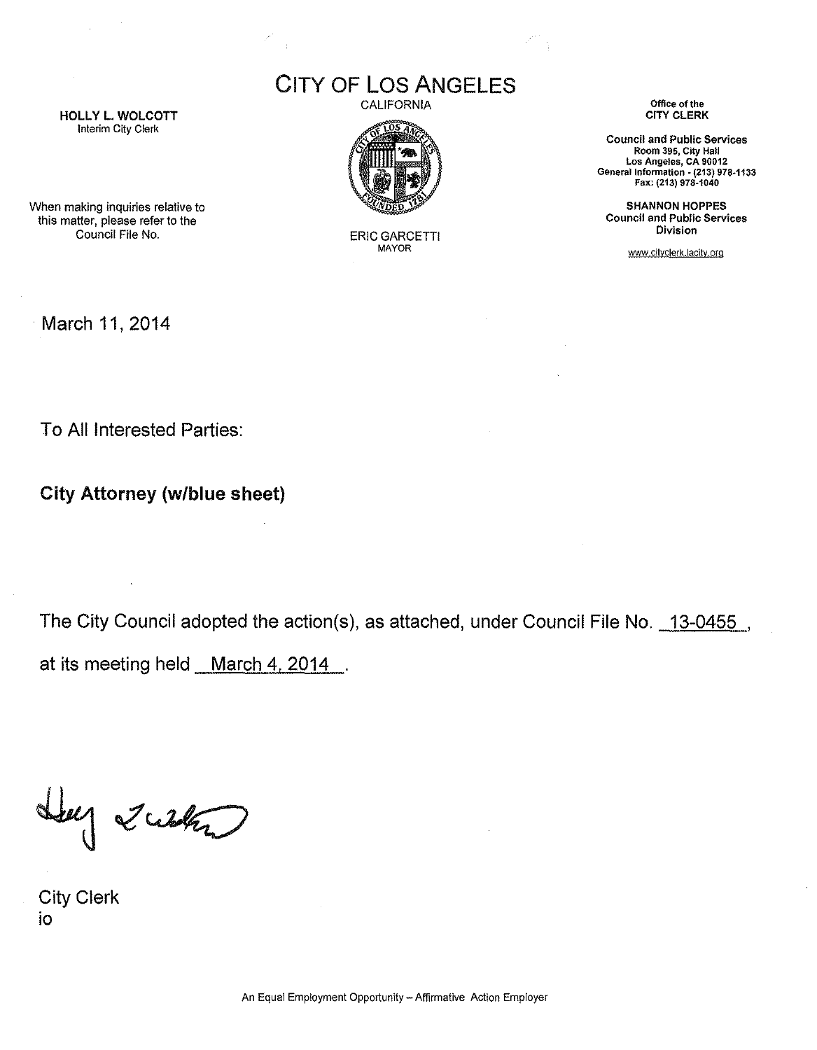# CITY OF LOS ANGELES

CALIFORNIA

ERIC GARCETTI
MAYOR

**HOLLY L. WOLCOTT**
Interim City Clerk

When making inquiries relative to this matter, please refer to the Council File No.

Office of the
**CITY CLERK**

**Council and Public Services**
**Room 395, City Hall**
**Los Angeles, CA 90012**
**General Information - (213) 978-1133**
**Fax: (213) 978-1040**

**SHANNON HOPPES**
**Council and Public Services Division**

www.cityclerk.lacity.org

March 11, 2014

To All Interested Parties:

**City Attorney (w/blue sheet)**

The City Council adopted the action(s), as attached, under Council File No. 13-0455, at its meeting held March 4, 2014.

City Clerk
io

An Equal Employment Opportunity – Affirmative Action Employer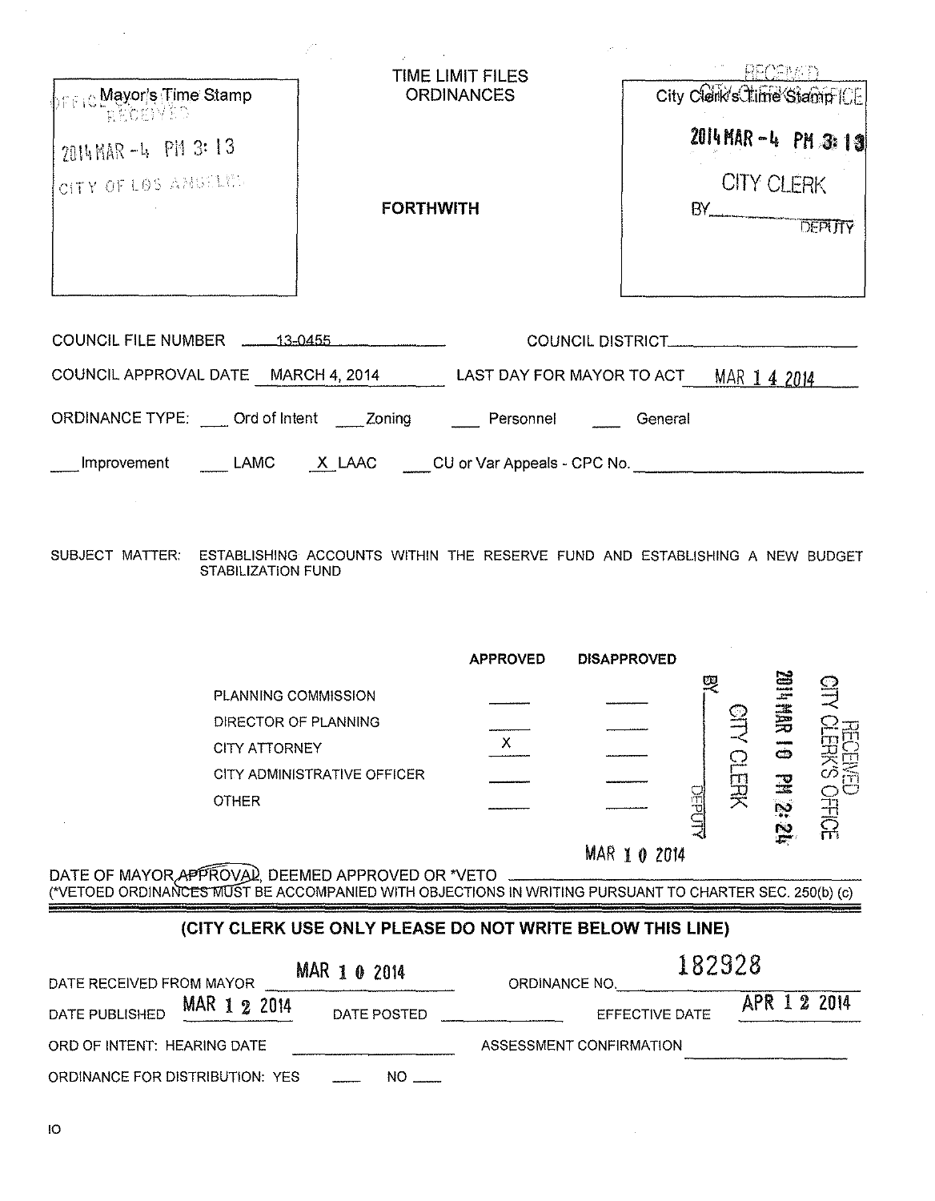Mayor's Time Stamp

OFFICE OF THE MAYOR RECEIVED

2014 MAR -4 PM 3:13

CITY OF LOS ANGELES

TIME LIMIT FILES
ORDINANCES

**FORTHWITH**

RECEIVED CITY CLERK'S OFFICE
City Clerk's Time Stamp

2014 MAR -4 PM 3:13

CITY CLERK

BY________ DEPUTY

COUNCIL FILE NUMBER 13-0455 COUNCIL DISTRICT________

COUNCIL APPROVAL DATE MARCH 4, 2014 LAST DAY FOR MAYOR TO ACT MAR 14 2014

ORDINANCE TYPE: ___ Ord of Intent ___ Zoning ___ Personnel ___ General

___ Improvement ___ LAMC X LAAC ___ CU or Var Appeals - CPC No. ________

SUBJECT MATTER: ESTABLISHING ACCOUNTS WITHIN THE RESERVE FUND AND ESTABLISHING A NEW BUDGET STABILIZATION FUND

| | APPROVED | DISAPPROVED |
|---|---|---|
| PLANNING COMMISSION | | |
| DIRECTOR OF PLANNING | | |
| CITY ATTORNEY | X | |
| CITY ADMINISTRATIVE OFFICER | | |
| OTHER | | |

RECEIVED CITY CLERK'S OFFICE
2014 MAR 10 PM 2:24
CITY CLERK
BY________ DEPUTY

DATE OF MAYOR APPROVAL, DEEMED APPROVED OR *VETO MAR 10 2014
(*VETOED ORDINANCES MUST BE ACCOMPANIED WITH OBJECTIONS IN WRITING PURSUANT TO CHARTER SEC. 250(b) (c)

**(CITY CLERK USE ONLY PLEASE DO NOT WRITE BELOW THIS LINE)**

DATE RECEIVED FROM MAYOR MAR 10 2014 ORDINANCE NO. 182928

DATE PUBLISHED MAR 12 2014 DATE POSTED ________ EFFECTIVE DATE APR 12 2014

ORD OF INTENT: HEARING DATE ________ ASSESSMENT CONFIRMATION ________

ORDINANCE FOR DISTRIBUTION: YES ___ NO ___

IO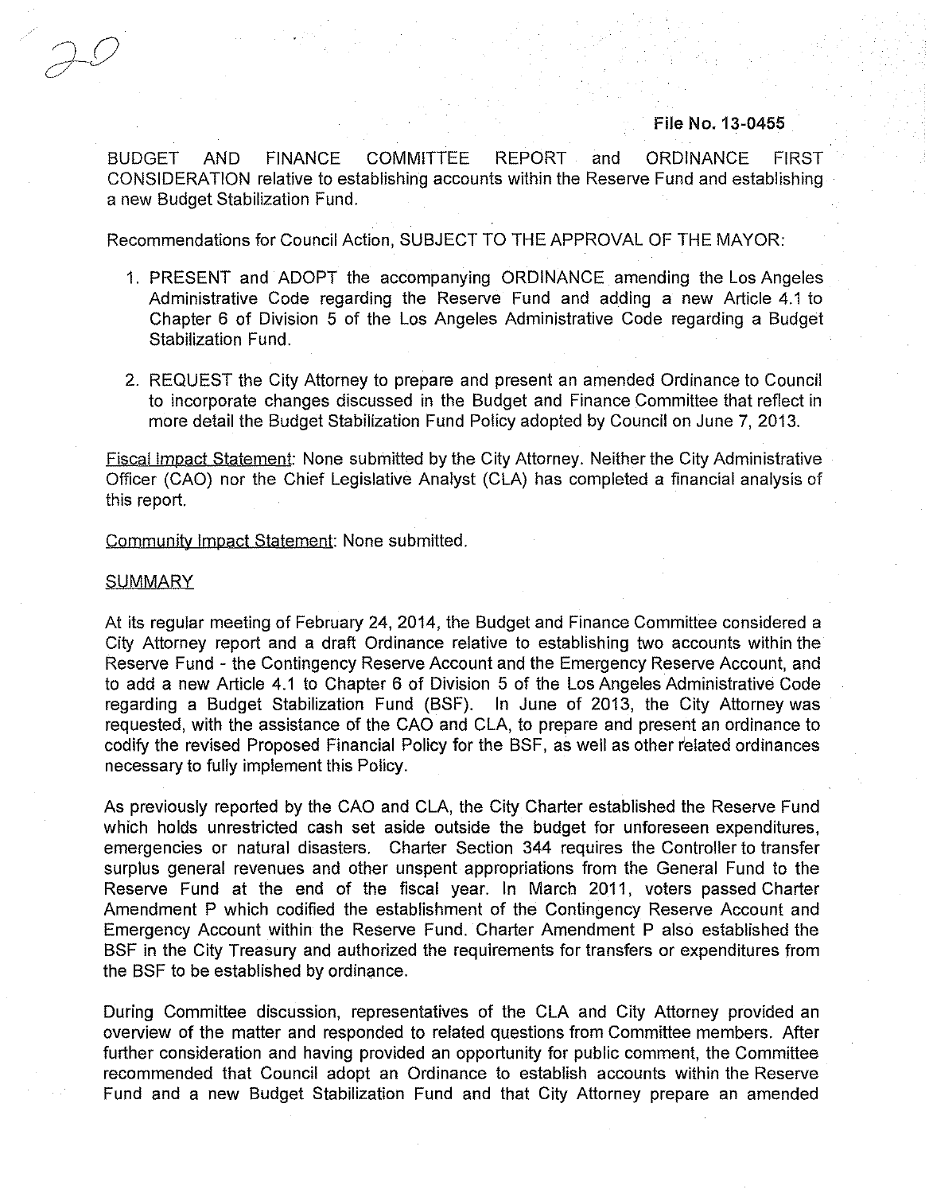File No. 13-0455

BUDGET AND FINANCE COMMITTEE REPORT and ORDINANCE FIRST CONSIDERATION relative to establishing accounts within the Reserve Fund and establishing a new Budget Stabilization Fund.

Recommendations for Council Action, SUBJECT TO THE APPROVAL OF THE MAYOR:

1. PRESENT and ADOPT the accompanying ORDINANCE amending the Los Angeles Administrative Code regarding the Reserve Fund and adding a new Article 4.1 to Chapter 6 of Division 5 of the Los Angeles Administrative Code regarding a Budget Stabilization Fund.

2. REQUEST the City Attorney to prepare and present an amended Ordinance to Council to incorporate changes discussed in the Budget and Finance Committee that reflect in more detail the Budget Stabilization Fund Policy adopted by Council on June 7, 2013.

Fiscal Impact Statement: None submitted by the City Attorney. Neither the City Administrative Officer (CAO) nor the Chief Legislative Analyst (CLA) has completed a financial analysis of this report.

Community Impact Statement: None submitted.

SUMMARY

At its regular meeting of February 24, 2014, the Budget and Finance Committee considered a City Attorney report and a draft Ordinance relative to establishing two accounts within the Reserve Fund - the Contingency Reserve Account and the Emergency Reserve Account, and to add a new Article 4.1 to Chapter 6 of Division 5 of the Los Angeles Administrative Code regarding a Budget Stabilization Fund (BSF). In June of 2013, the City Attorney was requested, with the assistance of the CAO and CLA, to prepare and present an ordinance to codify the revised Proposed Financial Policy for the BSF, as well as other related ordinances necessary to fully implement this Policy.

As previously reported by the CAO and CLA, the City Charter established the Reserve Fund which holds unrestricted cash set aside outside the budget for unforeseen expenditures, emergencies or natural disasters. Charter Section 344 requires the Controller to transfer surplus general revenues and other unspent appropriations from the General Fund to the Reserve Fund at the end of the fiscal year. In March 2011, voters passed Charter Amendment P which codified the establishment of the Contingency Reserve Account and Emergency Account within the Reserve Fund. Charter Amendment P also established the BSF in the City Treasury and authorized the requirements for transfers or expenditures from the BSF to be established by ordinance.

During Committee discussion, representatives of the CLA and City Attorney provided an overview of the matter and responded to related questions from Committee members. After further consideration and having provided an opportunity for public comment, the Committee recommended that Council adopt an Ordinance to establish accounts within the Reserve Fund and a new Budget Stabilization Fund and that City Attorney prepare an amended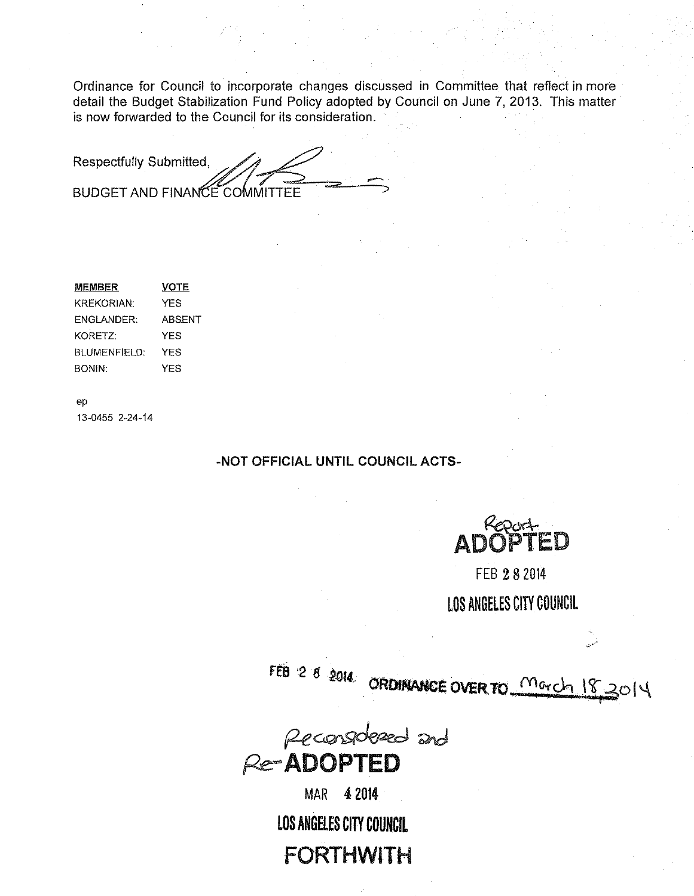Ordinance for Council to incorporate changes discussed in Committee that reflect in more detail the Budget Stabilization Fund Policy adopted by Council on June 7, 2013. This matter is now forwarded to the Council for its consideration.

Respectfully Submitted,

BUDGET AND FINANCE COMMITTEE

| MEMBER | VOTE |
| --- | --- |
| KREKORIAN: | YES |
| ENGLANDER: | ABSENT |
| KORETZ: | YES |
| BLUMENFIELD: | YES |
| BONIN: | YES |

ep
13-0455 2-24-14

**-NOT OFFICIAL UNTIL COUNCIL ACTS-**

Report
**ADOPTED**
FEB 28 2014
LOS ANGELES CITY COUNCIL

FEB 28 2014 ORDINANCE OVER TO March 18 2014

Reconsidered and
Re-**ADOPTED**
MAR 4 2014
LOS ANGELES CITY COUNCIL
**FORTHWITH**